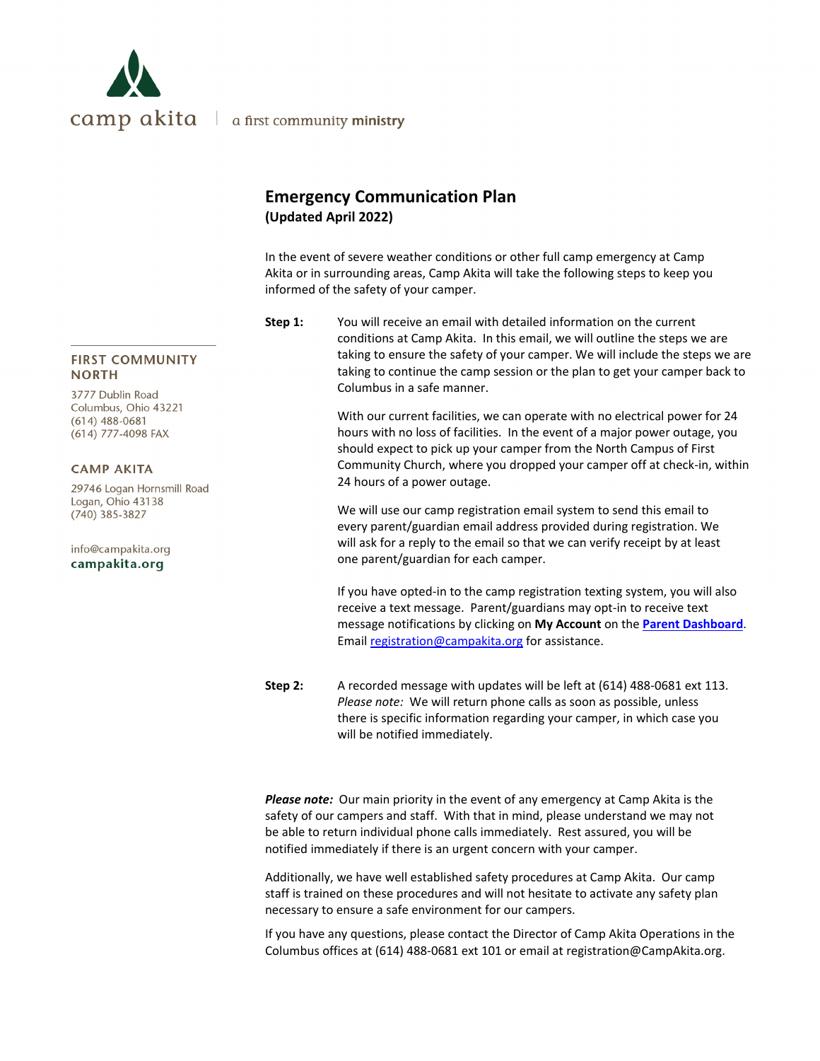camp akita | a first community ministry

**FIRST COMMUNITY NORTH**

3777 Dublin Road
Columbus, Ohio 43221
(614) 488-0681
(614) 777-4098 FAX

**CAMP AKITA**

29746 Logan Hornsmill Road
Logan, Ohio 43138
(740) 385-3827

info@campakita.org
**campakita.org**

# Emergency Communication Plan
**(Updated April 2022)**

In the event of severe weather conditions or other full camp emergency at Camp Akita or in surrounding areas, Camp Akita will take the following steps to keep you informed of the safety of your camper.

**Step 1:** You will receive an email with detailed information on the current conditions at Camp Akita. In this email, we will outline the steps we are taking to ensure the safety of your camper. We will include the steps we are taking to continue the camp session or the plan to get your camper back to Columbus in a safe manner.

With our current facilities, we can operate with no electrical power for 24 hours with no loss of facilities. In the event of a major power outage, you should expect to pick up your camper from the North Campus of First Community Church, where you dropped your camper off at check-in, within 24 hours of a power outage.

We will use our camp registration email system to send this email to every parent/guardian email address provided during registration. We will ask for a reply to the email so that we can verify receipt by at least one parent/guardian for each camper.

If you have opted-in to the camp registration texting system, you will also receive a text message. Parent/guardians may opt-in to receive text message notifications by clicking on **My Account** on the **Parent Dashboard**. Email registration@campakita.org for assistance.

**Step 2:** A recorded message with updates will be left at (614) 488-0681 ext 113. *Please note:* We will return phone calls as soon as possible, unless there is specific information regarding your camper, in which case you will be notified immediately.

***Please note:*** Our main priority in the event of any emergency at Camp Akita is the safety of our campers and staff. With that in mind, please understand we may not be able to return individual phone calls immediately. Rest assured, you will be notified immediately if there is an urgent concern with your camper.

Additionally, we have well established safety procedures at Camp Akita. Our camp staff is trained on these procedures and will not hesitate to activate any safety plan necessary to ensure a safe environment for our campers.

If you have any questions, please contact the Director of Camp Akita Operations in the Columbus offices at (614) 488-0681 ext 101 or email at registration@CampAkita.org.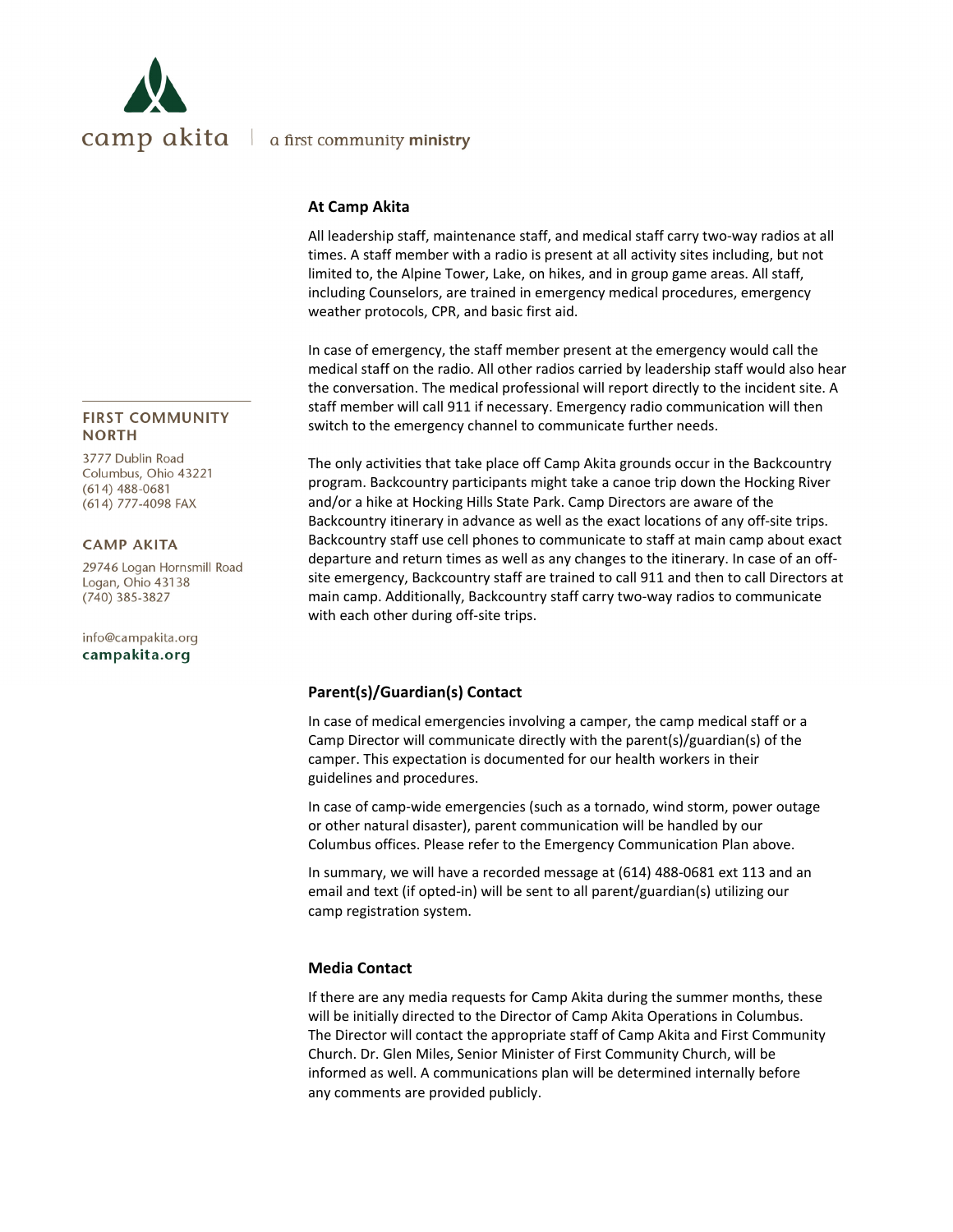camp akita | a first community **ministry**

## At Camp Akita

All leadership staff, maintenance staff, and medical staff carry two-way radios at all times. A staff member with a radio is present at all activity sites including, but not limited to, the Alpine Tower, Lake, on hikes, and in group game areas. All staff, including Counselors, are trained in emergency medical procedures, emergency weather protocols, CPR, and basic first aid.

In case of emergency, the staff member present at the emergency would call the medical staff on the radio. All other radios carried by leadership staff would also hear the conversation. The medical professional will report directly to the incident site. A staff member will call 911 if necessary. Emergency radio communication will then switch to the emergency channel to communicate further needs.

The only activities that take place off Camp Akita grounds occur in the Backcountry program. Backcountry participants might take a canoe trip down the Hocking River and/or a hike at Hocking Hills State Park. Camp Directors are aware of the Backcountry itinerary in advance as well as the exact locations of any off-site trips. Backcountry staff use cell phones to communicate to staff at main camp about exact departure and return times as well as any changes to the itinerary. In case of an off-site emergency, Backcountry staff are trained to call 911 and then to call Directors at main camp. Additionally, Backcountry staff carry two-way radios to communicate with each other during off-site trips.

## Parent(s)/Guardian(s) Contact

In case of medical emergencies involving a camper, the camp medical staff or a Camp Director will communicate directly with the parent(s)/guardian(s) of the camper. This expectation is documented for our health workers in their guidelines and procedures.

In case of camp-wide emergencies (such as a tornado, wind storm, power outage or other natural disaster), parent communication will be handled by our Columbus offices. Please refer to the Emergency Communication Plan above.

In summary, we will have a recorded message at (614) 488-0681 ext 113 and an email and text (if opted-in) will be sent to all parent/guardian(s) utilizing our camp registration system.

## Media Contact

If there are any media requests for Camp Akita during the summer months, these will be initially directed to the Director of Camp Akita Operations in Columbus. The Director will contact the appropriate staff of Camp Akita and First Community Church. Dr. Glen Miles, Senior Minister of First Community Church, will be informed as well. A communications plan will be determined internally before any comments are provided publicly.

**FIRST COMMUNITY NORTH**

3777 Dublin Road
Columbus, Ohio 43221
(614) 488-0681
(614) 777-4098 FAX

**CAMP AKITA**

29746 Logan Hornsmill Road
Logan, Ohio 43138
(740) 385-3827

info@campakita.org
**campakita.org**